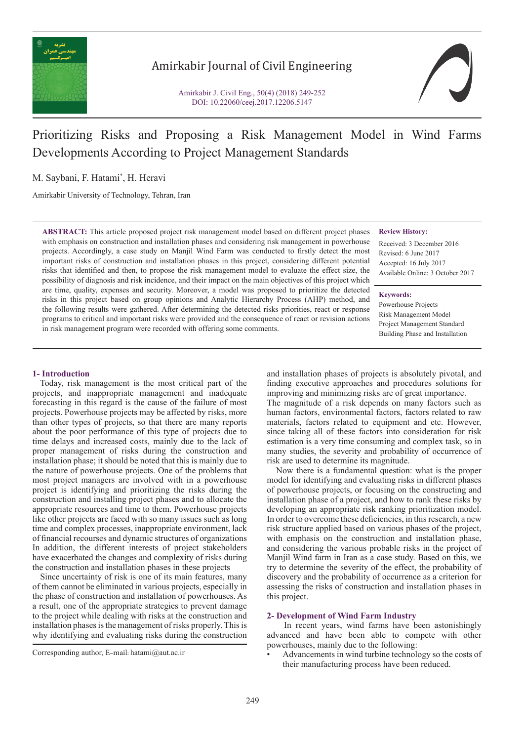# Prioritizing Risks and Proposing a Risk Management Model in Wind Farms Developments According to Project Management Standards

M. Saybani, F. Hatami*, H. Heravi

Amirkabir University of Technology, Tehran, Iran

**ABSTRACT:** This article proposed project risk management model based on different project phases with emphasis on construction and installation phases and considering risk management in powerhouse projects. Accordingly, a case study on Manjil Wind Farm was conducted to firstly detect the most important risks of construction and installation phases in this project, considering different potential risks that identified and then, to propose the risk management model to evaluate the effect size, the possibility of diagnosis and risk incidence, and their impact on the main objectives of this project which are time, quality, expenses and security. Moreover, a model was proposed to prioritize the detected risks in this project based on group opinions and Analytic Hierarchy Process (AHP) method, and the following results were gathered. After determining the detected risks priorities, react or response programs to critical and important risks were provided and the consequence of react or revision actions in risk management program were recorded with offering some comments.

**Review History:**

Received: 3 December 2016
Revised: 6 June 2017
Accepted: 16 July 2017
Available Online: 3 October 2017

**Keywords:**

Powerhouse Projects
Risk Management Model
Project Management Standard
Building Phase and Installation

## 1- Introduction

Today, risk management is the most critical part of the projects, and inappropriate management and inadequate forecasting in this regard is the cause of the failure of most projects. Powerhouse projects may be affected by risks, more than other types of projects, so that there are many reports about the poor performance of this type of projects due to time delays and increased costs, mainly due to the lack of proper management of risks during the construction and installation phase; it should be noted that this is mainly due to the nature of powerhouse projects. One of the problems that most project managers are involved with in a powerhouse project is identifying and prioritizing the risks during the construction and installing project phases and to allocate the appropriate resources and time to them. Powerhouse projects like other projects are faced with so many issues such as long time and complex processes, inappropriate environment, lack of financial recourses and dynamic structures of organizations In addition, the different interests of project stakeholders have exacerbated the changes and complexity of risks during the construction and installation phases in these projects

Since uncertainty of risk is one of its main features, many of them cannot be eliminated in various projects, especially in the phase of construction and installation of powerhouses. As a result, one of the appropriate strategies to prevent damage to the project while dealing with risks at the construction and installation phases is the management of risks properly. This is why identifying and evaluating risks during the construction and installation phases of projects is absolutely pivotal, and finding executive approaches and procedures solutions for improving and minimizing risks are of great importance.

The magnitude of a risk depends on many factors such as human factors, environmental factors, factors related to raw materials, factors related to equipment and etc. However, since taking all of these factors into consideration for risk estimation is a very time consuming and complex task, so in many studies, the severity and probability of occurrence of risk are used to determine its magnitude.

Now there is a fundamental question: what is the proper model for identifying and evaluating risks in different phases of powerhouse projects, or focusing on the constructing and installation phase of a project, and how to rank these risks by developing an appropriate risk ranking prioritization model. In order to overcome these deficiencies, in this research, a new risk structure applied based on various phases of the project, with emphasis on the construction and installation phase, and considering the various probable risks in the project of Manjil Wind farm in Iran as a case study. Based on this, we try to determine the severity of the effect, the probability of discovery and the probability of occurrence as a criterion for assessing the risks of construction and installation phases in this project.

## 2- Development of Wind Farm Industry

In recent years, wind farms have been astonishingly advanced and have been able to compete with other powerhouses, mainly due to the following:

- Advancements in wind turbine technology so the costs of their manufacturing process have been reduced.

Corresponding author, E-mail: hatami@aut.ac.ir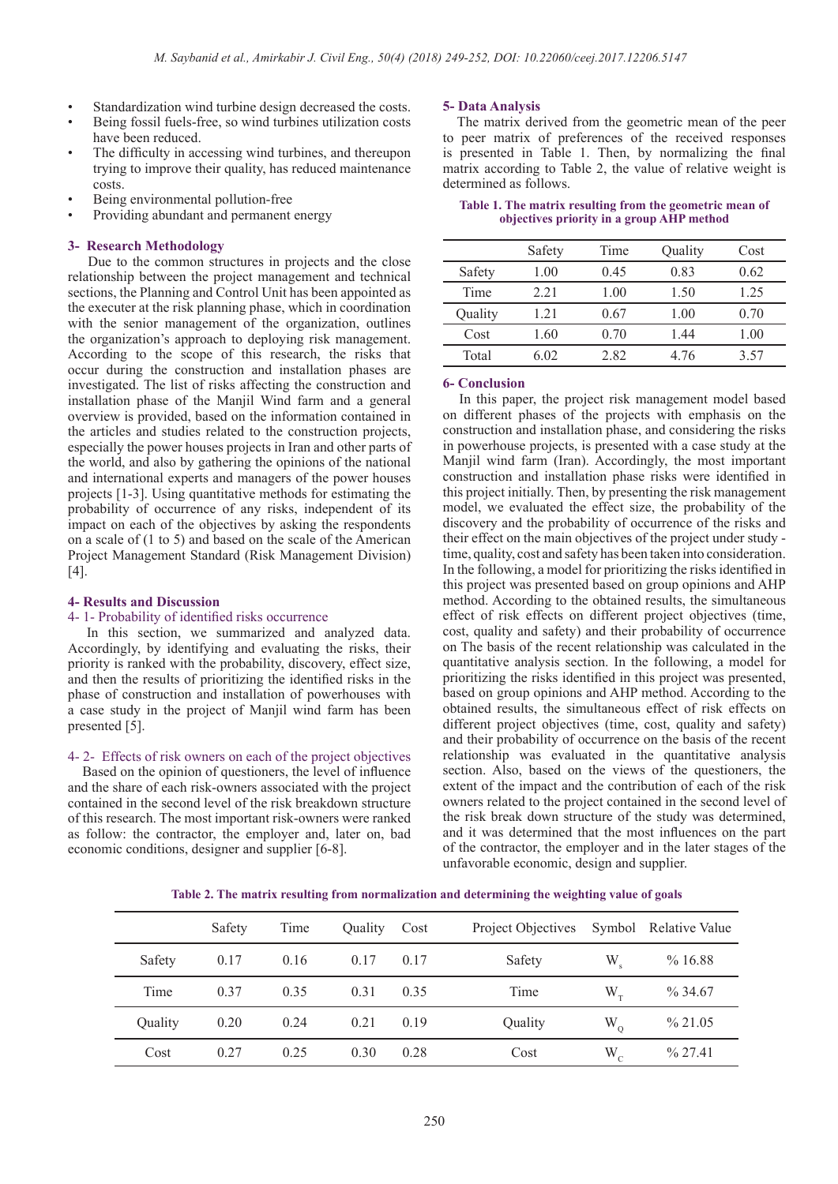- Standardization wind turbine design decreased the costs.
- Being fossil fuels-free, so wind turbines utilization costs have been reduced.
- The difficulty in accessing wind turbines, and thereupon trying to improve their quality, has reduced maintenance costs.
- Being environmental pollution-free
- Providing abundant and permanent energy

## 3- Research Methodology

Due to the common structures in projects and the close relationship between the project management and technical sections, the Planning and Control Unit has been appointed as the executer at the risk planning phase, which in coordination with the senior management of the organization, outlines the organization's approach to deploying risk management. According to the scope of this research, the risks that occur during the construction and installation phases are investigated. The list of risks affecting the construction and installation phase of the Manjil Wind farm and a general overview is provided, based on the information contained in the articles and studies related to the construction projects, especially the power houses projects in Iran and other parts of the world, and also by gathering the opinions of the national and international experts and managers of the power houses projects [1-3]. Using quantitative methods for estimating the probability of occurrence of any risks, independent of its impact on each of the objectives by asking the respondents on a scale of (1 to 5) and based on the scale of the American Project Management Standard (Risk Management Division) [4].

## 4- Results and Discussion

### 4- 1- Probability of identified risks occurrence

In this section, we summarized and analyzed data. Accordingly, by identifying and evaluating the risks, their priority is ranked with the probability, discovery, effect size, and then the results of prioritizing the identified risks in the phase of construction and installation of powerhouses with a case study in the project of Manjil wind farm has been presented [5].

### 4- 2- Effects of risk owners on each of the project objectives

Based on the opinion of questioners, the level of influence and the share of each risk-owners associated with the project contained in the second level of the risk breakdown structure of this research. The most important risk-owners were ranked as follow: the contractor, the employer and, later on, bad economic conditions, designer and supplier [6-8].

## 5- Data Analysis

The matrix derived from the geometric mean of the peer to peer matrix of preferences of the received responses is presented in Table 1. Then, by normalizing the final matrix according to Table 2, the value of relative weight is determined as follows.

**Table 1. The matrix resulting from the geometric mean of objectives priority in a group AHP method**

| | Safety | Time | Quality | Cost |
|---|---|---|---|---|
| Safety | 1.00 | 0.45 | 0.83 | 0.62 |
| Time | 2.21 | 1.00 | 1.50 | 1.25 |
| Quality | 1.21 | 0.67 | 1.00 | 0.70 |
| Cost | 1.60 | 0.70 | 1.44 | 1.00 |
| Total | 6.02 | 2.82 | 4.76 | 3.57 |

## 6- Conclusion

In this paper, the project risk management model based on different phases of the projects with emphasis on the construction and installation phase, and considering the risks in powerhouse projects, is presented with a case study at the Manjil wind farm (Iran). Accordingly, the most important construction and installation phase risks were identified in this project initially. Then, by presenting the risk management model, we evaluated the effect size, the probability of the discovery and the probability of occurrence of the risks and their effect on the main objectives of the project under study - time, quality, cost and safety) has been taken into consideration. In the following, a model for prioritizing the risks identified in this project was presented based on group opinions and AHP method. According to the obtained results, the simultaneous effect of risk effects on different project objectives (time, cost, quality and safety) and their probability of occurrence on The basis of the recent relationship was calculated in the quantitative analysis section. In the following, a model for prioritizing the risks identified in this project was presented, based on group opinions and AHP method. According to the obtained results, the simultaneous effect of risk effects on different project objectives (time, cost, quality and safety) and their probability of occurrence on the basis of the recent relationship was evaluated in the quantitative analysis section. Also, based on the views of the questioners, the extent of the impact and the contribution of each of the risk owners related to the project contained in the second level of the risk break down structure of the study was determined, and it was determined that the most influences on the part of the contractor, the employer and in the later stages of the unfavorable economic, design and supplier.

**Table 2. The matrix resulting from normalization and determining the weighting value of goals**

| | Safety | Time | Quality | Cost | Project Objectives | Symbol | Relative Value |
|---|---|---|---|---|---|---|---|
| Safety | 0.17 | 0.16 | 0.17 | 0.17 | Safety | $W_s$ | % 16.88 |
| Time | 0.37 | 0.35 | 0.31 | 0.35 | Time | $W_T$ | % 34.67 |
| Quality | 0.20 | 0.24 | 0.21 | 0.19 | Quality | $W_Q$ | % 21.05 |
| Cost | 0.27 | 0.25 | 0.30 | 0.28 | Cost | $W_C$ | % 27.41 |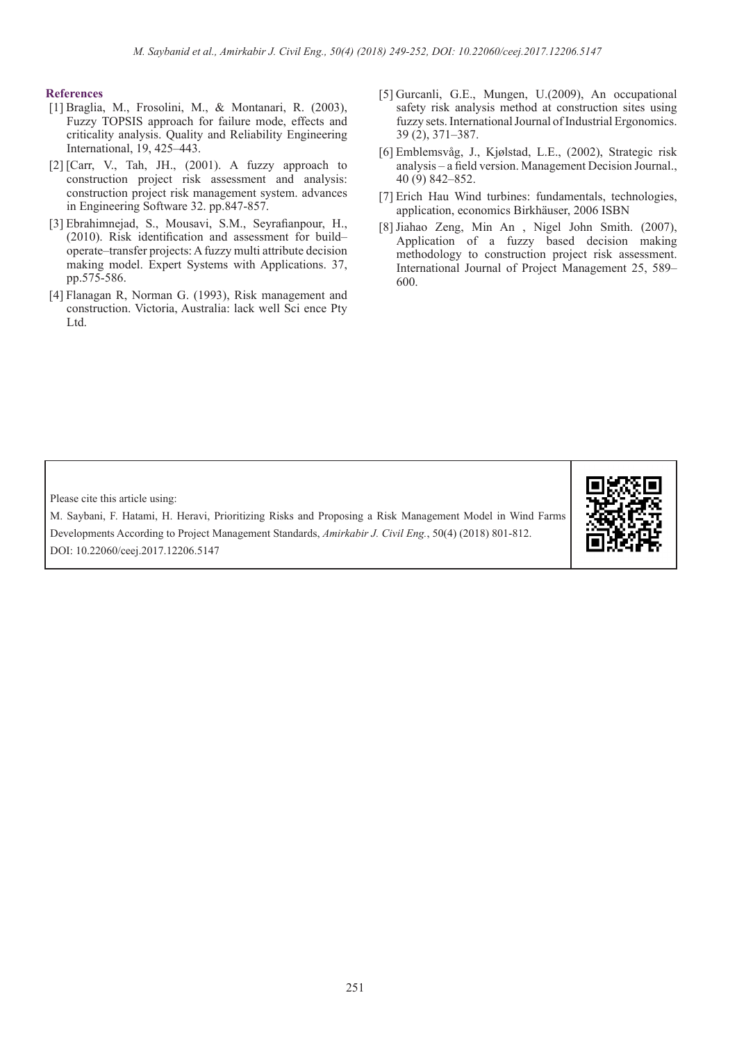## References

[1] Braglia, M., Frosolini, M., & Montanari, R. (2003), Fuzzy TOPSIS approach for failure mode, effects and criticality analysis. Quality and Reliability Engineering International, 19, 425–443.

[2] [Carr, V., Tah, JH., (2001). A fuzzy approach to construction project risk assessment and analysis: construction project risk management system. advances in Engineering Software 32. pp.847-857.

[3] Ebrahimnejad, S., Mousavi, S.M., Seyrafianpour, H., (2010). Risk identification and assessment for build–operate–transfer projects: A fuzzy multi attribute decision making model. Expert Systems with Applications. 37, pp.575-586.

[4] Flanagan R, Norman G. (1993), Risk management and construction. Victoria, Australia: lack well Sci ence Pty Ltd.

[5] Gurcanli, G.E., Mungen, U.(2009), An occupational safety risk analysis method at construction sites using fuzzy sets. International Journal of Industrial Ergonomics. 39 (2), 371–387.

[6] Emblemsvåg, J., Kjølstad, L.E., (2002), Strategic risk analysis – a field version. Management Decision Journal., 40 (9) 842–852.

[7] Erich Hau Wind turbines: fundamentals, technologies, application, economics Birkhäuser, 2006 ISBN

[8] Jiahao Zeng, Min An , Nigel John Smith. (2007), Application of a fuzzy based decision making methodology to construction project risk assessment. International Journal of Project Management 25, 589–600.

Please cite this article using:

M. Saybani, F. Hatami, H. Heravi, Prioritizing Risks and Proposing a Risk Management Model in Wind Farms Developments According to Project Management Standards, *Amirkabir J. Civil Eng.*, 50(4) (2018) 801-812.
DOI: 10.22060/ceej.2017.12206.5147